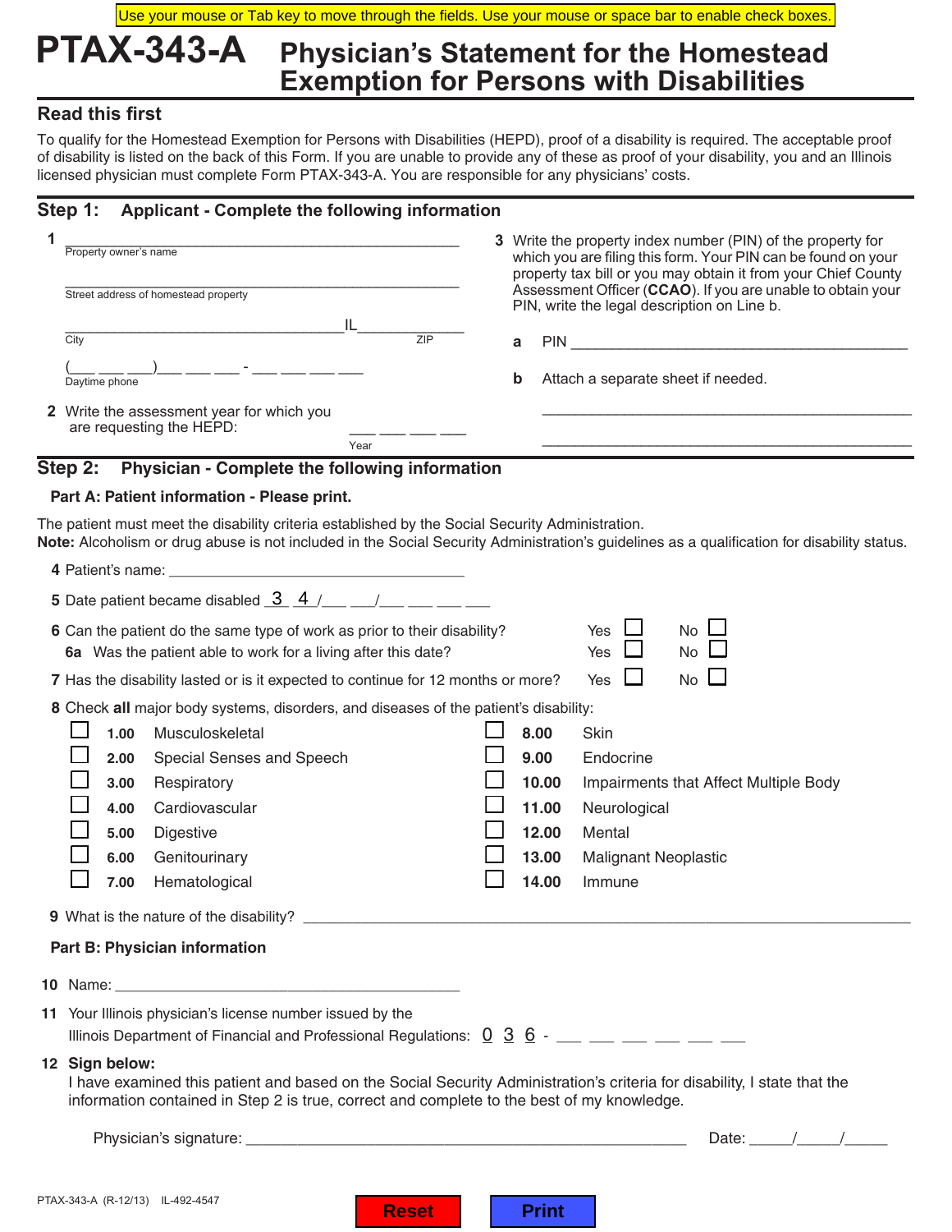Use your mouse or Tab key to move through the fields. Use your mouse or space bar to enable check boxes.

# PTAX-343-A Physician's Statement for the Homestead Exemption for Persons with Disabilities

## Read this first

To qualify for the Homestead Exemption for Persons with Disabilities (HEPD), proof of a disability is required. The acceptable proof of disability is listed on the back of this Form. If you are unable to provide any of these as proof of your disability, you and an Illinois licensed physician must complete Form PTAX-343-A. You are responsible for any physicians' costs.

## Step 1: Applicant - Complete the following information

**1** ______________________________
Property owner's name

______________________________
Street address of homestead property

______________________________ IL ____________
City ZIP

(___ ___ ___)___ ___ ___ - ___ ___ ___ ___
Daytime phone

**2** Write the assessment year for which you are requesting the HEPD: ___ ___ ___ ___
Year

**3** Write the property index number (PIN) of the property for which you are filing this form. Your PIN can be found on your property tax bill or you may obtain it from your Chief County Assessment Officer (**CCAO**). If you are unable to obtain your PIN, write the legal description on Line b.

**a** PIN ______________________________

**b** Attach a separate sheet if needed.

______________________________

______________________________

## Step 2: Physician - Complete the following information

### Part A: Patient information - Please print.

The patient must meet the disability criteria established by the Social Security Administration.
**Note:** Alcoholism or drug abuse is not included in the Social Security Administration's guidelines as a qualification for disability status.

**4** Patient's name: ______________________________

**5** Date patient became disabled _3_ _4_ /___ ___/___ ___ ___ ___

**6** Can the patient do the same type of work as prior to their disability? Yes ☐ No ☐

**6a** Was the patient able to work for a living after this date? Yes ☐ No ☐

**7** Has the disability lasted or is it expected to continue for 12 months or more? Yes ☐ No ☐

**8** Check **all** major body systems, disorders, and diseases of the patient's disability:

- ☐ **1.00** Musculoskeletal
- ☐ **2.00** Special Senses and Speech
- ☐ **3.00** Respiratory
- ☐ **4.00** Cardiovascular
- ☐ **5.00** Digestive
- ☐ **6.00** Genitourinary
- ☐ **7.00** Hematological
- ☐ **8.00** Skin
- ☐ **9.00** Endocrine
- ☐ **10.00** Impairments that Affect Multiple Body
- ☐ **11.00** Neurological
- ☐ **12.00** Mental
- ☐ **13.00** Malignant Neoplastic
- ☐ **14.00** Immune

**9** What is the nature of the disability? ______________________________

### Part B: Physician information

**10** Name: ______________________________

**11** Your Illinois physician's license number issued by the Illinois Department of Financial and Professional Regulations: _0_ _3_ _6_ - ___ ___ ___ ___ ___ ___

**12** **Sign below:**
I have examined this patient and based on the Social Security Administration's criteria for disability, I state that the information contained in Step 2 is true, correct and complete to the best of my knowledge.

Physician's signature: ______________________________ Date: _____/_____/_____

PTAX-343-A (R-12/13) IL-492-4547

Reset Print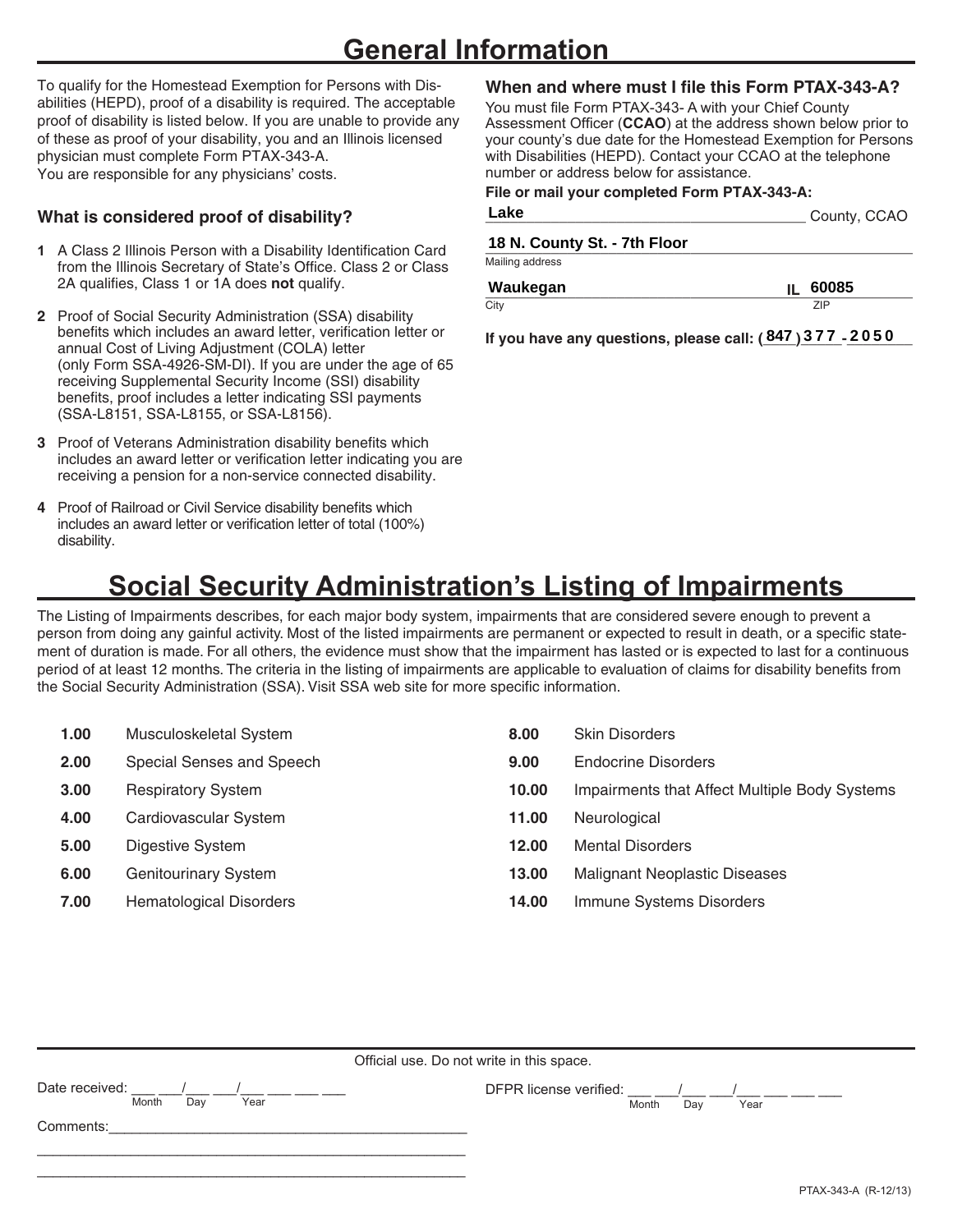# General Information

To qualify for the Homestead Exemption for Persons with Disabilities (HEPD), proof of a disability is required. The acceptable proof of disability is listed below. If you are unable to provide any of these as proof of your disability, you and an Illinois licensed physician must complete Form PTAX-343-A.
You are responsible for any physicians' costs.

### What is considered proof of disability?

1. A Class 2 Illinois Person with a Disability Identification Card from the Illinois Secretary of State's Office. Class 2 or Class 2A qualifies, Class 1 or 1A does **not** qualify.
2. Proof of Social Security Administration (SSA) disability benefits which includes an award letter, verification letter or annual Cost of Living Adjustment (COLA) letter (only Form SSA-4926-SM-DI). If you are under the age of 65 receiving Supplemental Security Income (SSI) disability benefits, proof includes a letter indicating SSI payments (SSA-L8151, SSA-L8155, or SSA-L8156).
3. Proof of Veterans Administration disability benefits which includes an award letter or verification letter indicating you are receiving a pension for a non-service connected disability.
4. Proof of Railroad or Civil Service disability benefits which includes an award letter or verification letter of total (100%) disability.

### When and where must I file this Form PTAX-343-A?

You must file Form PTAX-343- A with your Chief County Assessment Officer (**CCAO**) at the address shown below prior to your county's due date for the Homestead Exemption for Persons with Disabilities (HEPD). Contact your CCAO at the telephone number or address below for assistance.

**File or mail your completed Form PTAX-343-A:**

**Lake** County, CCAO

**18 N. County St. - 7th Floor**
Mailing address

**Waukegan** **IL** **60085**
City ZIP

**If you have any questions, please call: (847) 377 - 2050**

# Social Security Administration's Listing of Impairments

The Listing of Impairments describes, for each major body system, impairments that are considered severe enough to prevent a person from doing any gainful activity. Most of the listed impairments are permanent or expected to result in death, or a specific statement of duration is made. For all others, the evidence must show that the impairment has lasted or is expected to last for a continuous period of at least 12 months. The criteria in the listing of impairments are applicable to evaluation of claims for disability benefits from the Social Security Administration (SSA). Visit SSA web site for more specific information.

- **1.00** Musculoskeletal System
- **2.00** Special Senses and Speech
- **3.00** Respiratory System
- **4.00** Cardiovascular System
- **5.00** Digestive System
- **6.00** Genitourinary System
- **7.00** Hematological Disorders
- **8.00** Skin Disorders
- **9.00** Endocrine Disorders
- **10.00** Impairments that Affect Multiple Body Systems
- **11.00** Neurological
- **12.00** Mental Disorders
- **13.00** Malignant Neoplastic Diseases
- **14.00** Immune Systems Disorders

Official use. Do not write in this space.

Date received: ___ ___/___ ___/___ ___ ___ ___ (Month Day Year)

DFPR license verified: ___ ___/___ ___/___ ___ ___ ___ (Month Day Year)

Comments:_______________________________________________

PTAX-343-A (R-12/13)